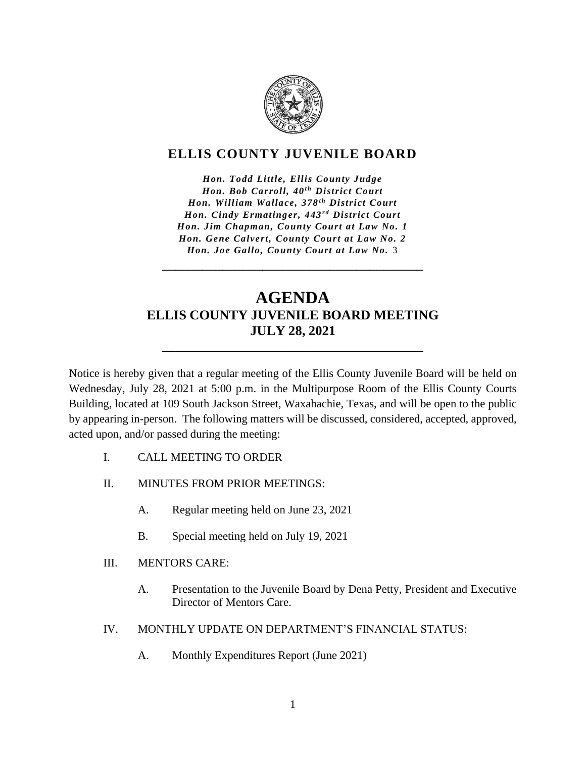# ELLIS COUNTY JUVENILE BOARD

*Hon. Todd Little, Ellis County Judge*
*Hon. Bob Carroll, 40th District Court*
*Hon. William Wallace, 378th District Court*
*Hon. Cindy Ermatinger, 443rd District Court*
*Hon. Jim Chapman, County Court at Law No. 1*
*Hon. Gene Calvert, County Court at Law No. 2*
*Hon. Joe Gallo, County Court at Law No. 3*

---

# AGENDA
## ELLIS COUNTY JUVENILE BOARD MEETING
## JULY 28, 2021

---

Notice is hereby given that a regular meeting of the Ellis County Juvenile Board will be held on Wednesday, July 28, 2021 at 5:00 p.m. in the Multipurpose Room of the Ellis County Courts Building, located at 109 South Jackson Street, Waxahachie, Texas, and will be open to the public by appearing in-person. The following matters will be discussed, considered, accepted, approved, acted upon, and/or passed during the meeting:

I. CALL MEETING TO ORDER

II. MINUTES FROM PRIOR MEETINGS:

 A. Regular meeting held on June 23, 2021

 B. Special meeting held on July 19, 2021

III. MENTORS CARE:

 A. Presentation to the Juvenile Board by Dena Petty, President and Executive Director of Mentors Care.

IV. MONTHLY UPDATE ON DEPARTMENT'S FINANCIAL STATUS:

 A. Monthly Expenditures Report (June 2021)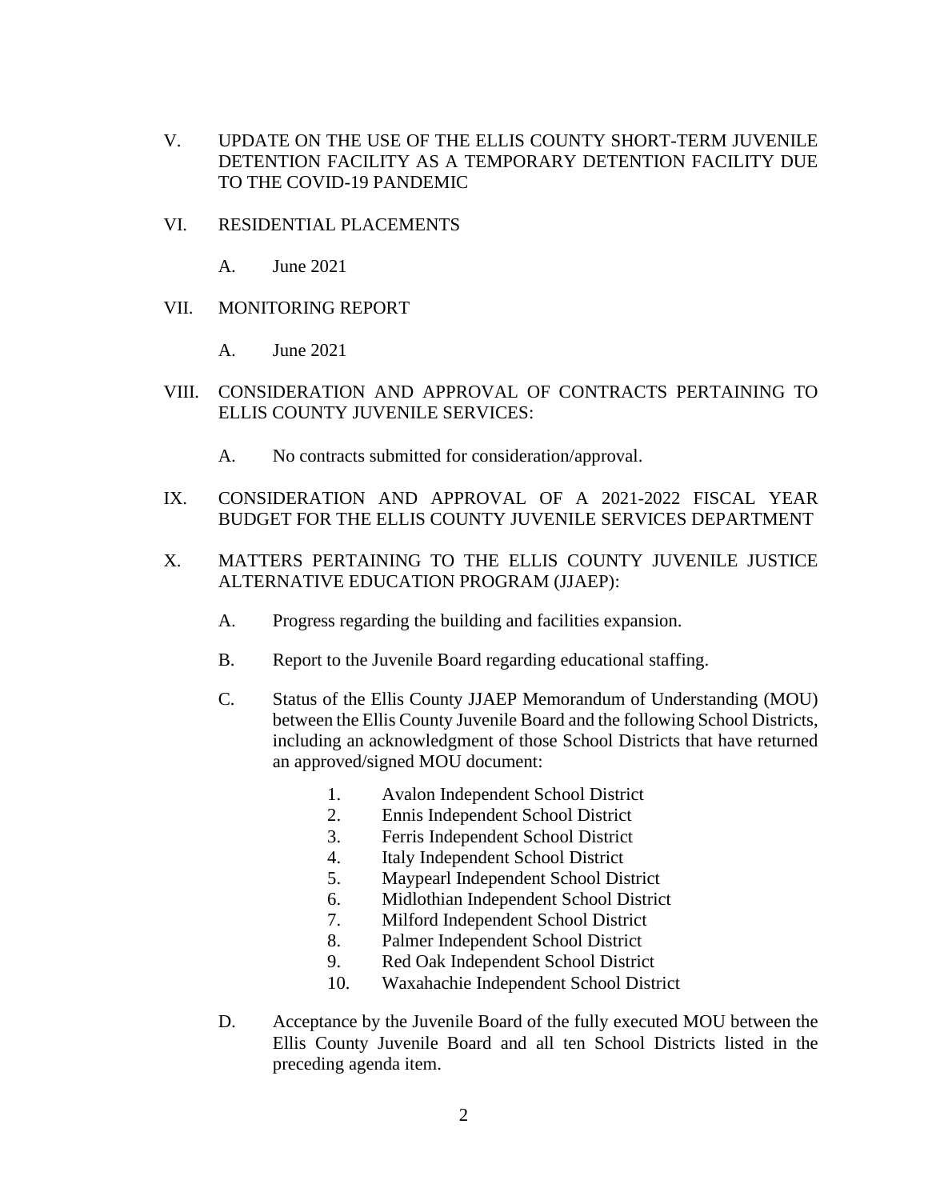V. UPDATE ON THE USE OF THE ELLIS COUNTY SHORT-TERM JUVENILE DETENTION FACILITY AS A TEMPORARY DETENTION FACILITY DUE TO THE COVID-19 PANDEMIC

VI. RESIDENTIAL PLACEMENTS

  A. June 2021

VII. MONITORING REPORT

  A. June 2021

VIII. CONSIDERATION AND APPROVAL OF CONTRACTS PERTAINING TO ELLIS COUNTY JUVENILE SERVICES:

  A. No contracts submitted for consideration/approval.

IX. CONSIDERATION AND APPROVAL OF A 2021-2022 FISCAL YEAR BUDGET FOR THE ELLIS COUNTY JUVENILE SERVICES DEPARTMENT

X. MATTERS PERTAINING TO THE ELLIS COUNTY JUVENILE JUSTICE ALTERNATIVE EDUCATION PROGRAM (JJAEP):

  A. Progress regarding the building and facilities expansion.

  B. Report to the Juvenile Board regarding educational staffing.

  C. Status of the Ellis County JJAEP Memorandum of Understanding (MOU) between the Ellis County Juvenile Board and the following School Districts, including an acknowledgment of those School Districts that have returned an approved/signed MOU document:

    1. Avalon Independent School District
    2. Ennis Independent School District
    3. Ferris Independent School District
    4. Italy Independent School District
    5. Maypearl Independent School District
    6. Midlothian Independent School District
    7. Milford Independent School District
    8. Palmer Independent School District
    9. Red Oak Independent School District
    10. Waxahachie Independent School District

  D. Acceptance by the Juvenile Board of the fully executed MOU between the Ellis County Juvenile Board and all ten School Districts listed in the preceding agenda item.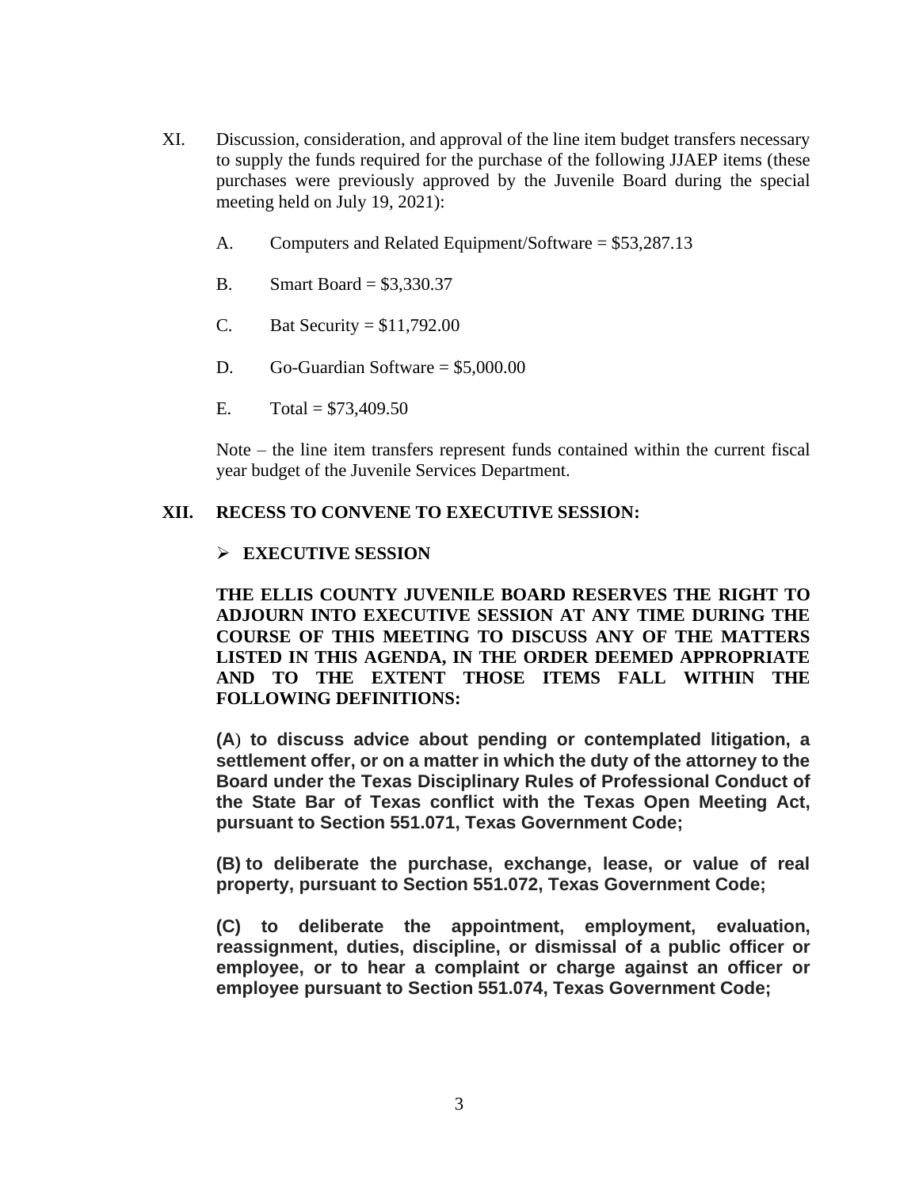XI. Discussion, consideration, and approval of the line item budget transfers necessary to supply the funds required for the purchase of the following JJAEP items (these purchases were previously approved by the Juvenile Board during the special meeting held on July 19, 2021):

A. Computers and Related Equipment/Software = $53,287.13

B. Smart Board = $3,330.37

C. Bat Security = $11,792.00

D. Go-Guardian Software = $5,000.00

E. Total = $73,409.50

Note – the line item transfers represent funds contained within the current fiscal year budget of the Juvenile Services Department.

**XII. RECESS TO CONVENE TO EXECUTIVE SESSION:**

- **EXECUTIVE SESSION**

**THE ELLIS COUNTY JUVENILE BOARD RESERVES THE RIGHT TO ADJOURN INTO EXECUTIVE SESSION AT ANY TIME DURING THE COURSE OF THIS MEETING TO DISCUSS ANY OF THE MATTERS LISTED IN THIS AGENDA, IN THE ORDER DEEMED APPROPRIATE AND TO THE EXTENT THOSE ITEMS FALL WITHIN THE FOLLOWING DEFINITIONS:**

**(A) to discuss advice about pending or contemplated litigation, a settlement offer, or on a matter in which the duty of the attorney to the Board under the Texas Disciplinary Rules of Professional Conduct of the State Bar of Texas conflict with the Texas Open Meeting Act, pursuant to Section 551.071, Texas Government Code;**

**(B) to deliberate the purchase, exchange, lease, or value of real property, pursuant to Section 551.072, Texas Government Code;**

**(C) to deliberate the appointment, employment, evaluation, reassignment, duties, discipline, or dismissal of a public officer or employee, or to hear a complaint or charge against an officer or employee pursuant to Section 551.074, Texas Government Code;**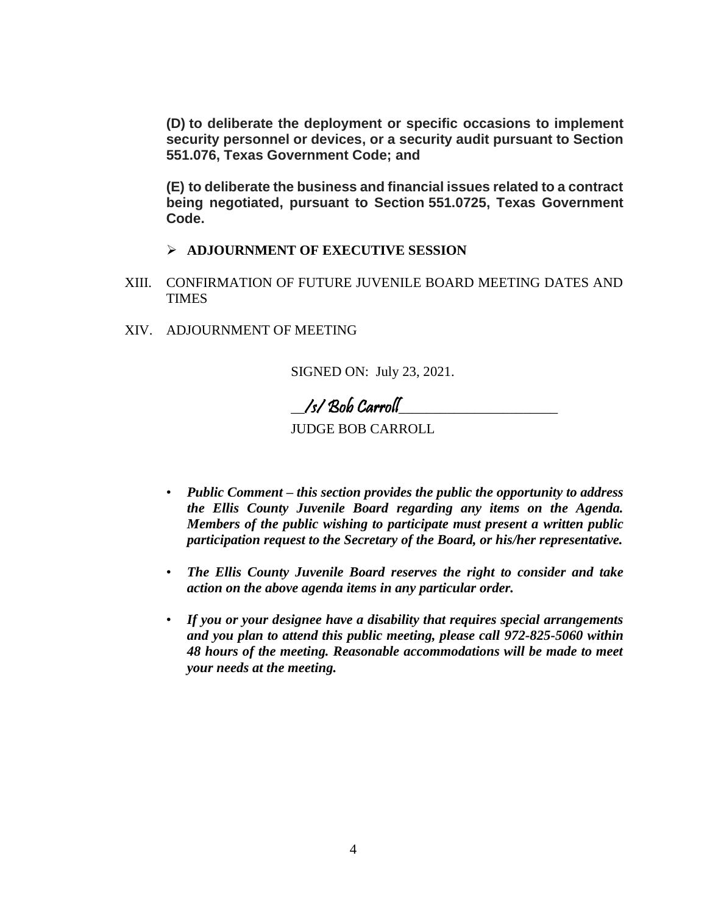**(D) to deliberate the deployment or specific occasions to implement security personnel or devices, or a security audit pursuant to Section 551.076, Texas Government Code; and**

**(E) to deliberate the business and financial issues related to a contract being negotiated, pursuant to Section 551.0725, Texas Government Code.**

- **ADJOURNMENT OF EXECUTIVE SESSION**

XIII. CONFIRMATION OF FUTURE JUVENILE BOARD MEETING DATES AND TIMES

XIV. ADJOURNMENT OF MEETING

SIGNED ON: July 23, 2021.

__/s/ Bob Carroll____________________

JUDGE BOB CARROLL

- ***Public Comment – this section provides the public the opportunity to address the Ellis County Juvenile Board regarding any items on the Agenda. Members of the public wishing to participate must present a written public participation request to the Secretary of the Board, or his/her representative.***
- ***The Ellis County Juvenile Board reserves the right to consider and take action on the above agenda items in any particular order.***
- ***If you or your designee have a disability that requires special arrangements and you plan to attend this public meeting, please call 972-825-5060 within 48 hours of the meeting. Reasonable accommodations will be made to meet your needs at the meeting.***